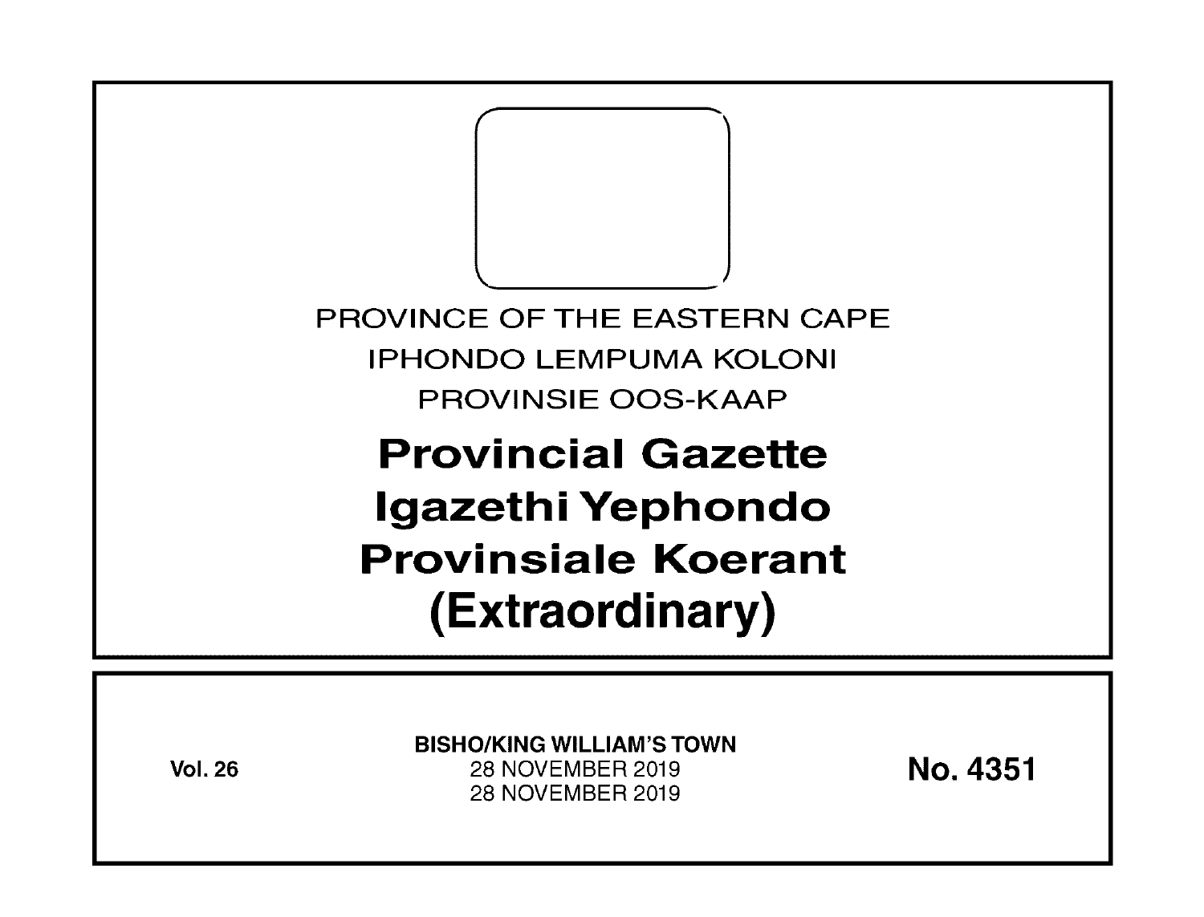PROVINCE OF THE EASTERN CAPE

IPHONDO LEMPUMA KOLONI

PROVINSIE OOS-KAAP

# Provincial Gazette
# Igazethi Yephondo
# Provinsiale Koerant
# (Extraordinary)

**Vol. 26**

**BISHO/KING WILLIAM'S TOWN**

28 NOVEMBER 2019

28 NOVEMBER 2019

**No. 4351**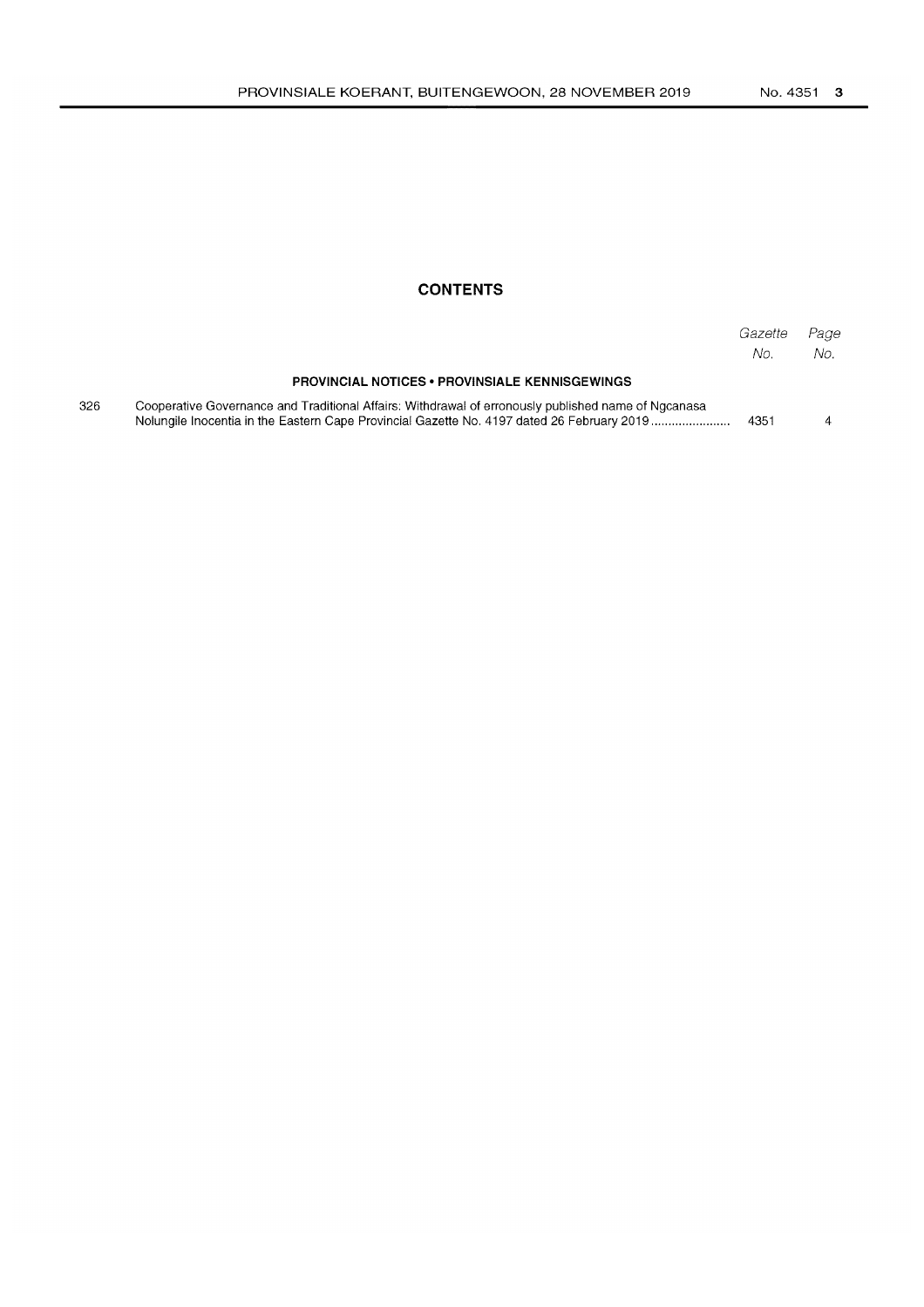# CONTENTS

| | | Gazette No. | Page No. |
|---|---|---|---|
| | **PROVINCIAL NOTICES • PROVINSIALE KENNISGEWINGS** | | |
| 326 | Cooperative Governance and Traditional Affairs: Withdrawal of erronously published name of Ngcanasa Nolungile Inocentia in the Eastern Cape Provincial Gazette No. 4197 dated 26 February 2019 ...................... | 4351 | 4 |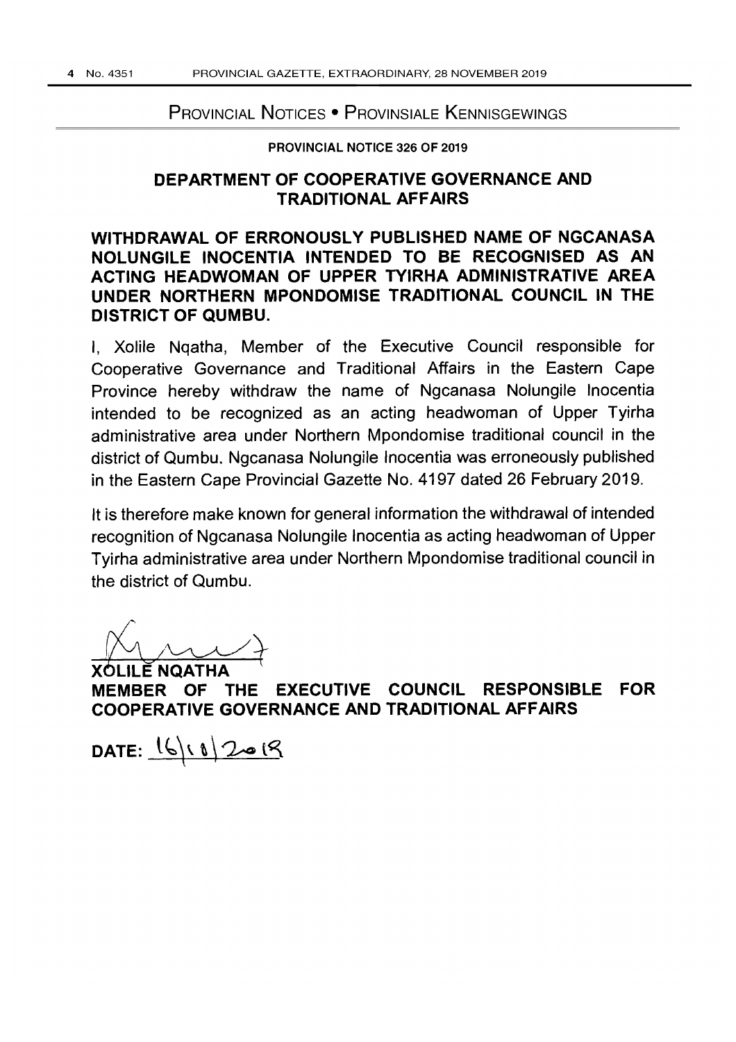# PROVINCIAL NOTICES • PROVINSIALE KENNISGEWINGS

**PROVINCIAL NOTICE 326 OF 2019**

## DEPARTMENT OF COOPERATIVE GOVERNANCE AND TRADITIONAL AFFAIRS

### WITHDRAWAL OF ERRONOUSLY PUBLISHED NAME OF NGCANASA NOLUNGILE INOCENTIA INTENDED TO BE RECOGNISED AS AN ACTING HEADWOMAN OF UPPER TYIRHA ADMINISTRATIVE AREA UNDER NORTHERN MPONDOMISE TRADITIONAL COUNCIL IN THE DISTRICT OF QUMBU.

I, Xolile Nqatha, Member of the Executive Council responsible for Cooperative Governance and Traditional Affairs in the Eastern Cape Province hereby withdraw the name of Ngcanasa Nolungile Inocentia intended to be recognized as an acting headwoman of Upper Tyirha administrative area under Northern Mpondomise traditional council in the district of Qumbu. Ngcanasa Nolungile Inocentia was erroneously published in the Eastern Cape Provincial Gazette No. 4197 dated 26 February 2019.

It is therefore make known for general information the withdrawal of intended recognition of Ngcanasa Nolungile Inocentia as acting headwoman of Upper Tyirha administrative area under Northern Mpondomise traditional council in the district of Qumbu.

**XOLILE NQATHA**
**MEMBER OF THE EXECUTIVE COUNCIL RESPONSIBLE FOR COOPERATIVE GOVERNANCE AND TRADITIONAL AFFAIRS**

**DATE:** 16/10/2019